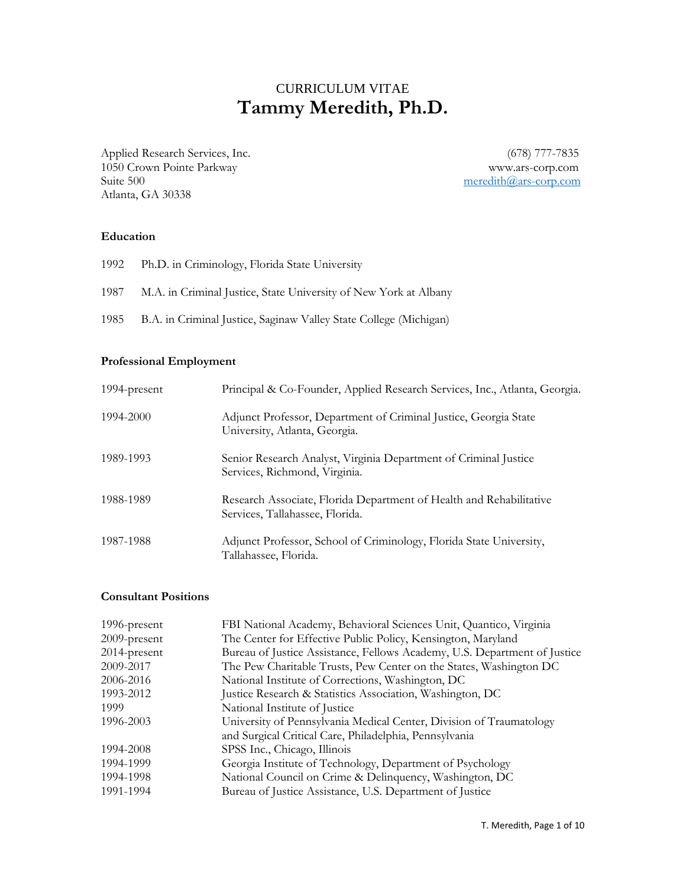CURRICULUM VITAE

# Tammy Meredith, Ph.D.

Applied Research Services, Inc.
1050 Crown Pointe Parkway
Suite 500
Atlanta, GA 30338

(678) 777-7835
www.ars-corp.com
meredith@ars-corp.com

## Education

1992 Ph.D. in Criminology, Florida State University

1987 M.A. in Criminal Justice, State University of New York at Albany

1985 B.A. in Criminal Justice, Saginaw Valley State College (Michigan)

## Professional Employment

| | |
|---|---|
| 1994-present | Principal & Co-Founder, Applied Research Services, Inc., Atlanta, Georgia. |
| 1994-2000 | Adjunct Professor, Department of Criminal Justice, Georgia State University, Atlanta, Georgia. |
| 1989-1993 | Senior Research Analyst, Virginia Department of Criminal Justice Services, Richmond, Virginia. |
| 1988-1989 | Research Associate, Florida Department of Health and Rehabilitative Services, Tallahassee, Florida. |
| 1987-1988 | Adjunct Professor, School of Criminology, Florida State University, Tallahassee, Florida. |

## Consultant Positions

| | |
|---|---|
| 1996-present | FBI National Academy, Behavioral Sciences Unit, Quantico, Virginia |
| 2009-present | The Center for Effective Public Policy, Kensington, Maryland |
| 2014-present | Bureau of Justice Assistance, Fellows Academy, U.S. Department of Justice |
| 2009-2017 | The Pew Charitable Trusts, Pew Center on the States, Washington DC |
| 2006-2016 | National Institute of Corrections, Washington, DC |
| 1993-2012 | Justice Research & Statistics Association, Washington, DC |
| 1999 | National Institute of Justice |
| 1996-2003 | University of Pennsylvania Medical Center, Division of Traumatology and Surgical Critical Care, Philadelphia, Pennsylvania |
| 1994-2008 | SPSS Inc., Chicago, Illinois |
| 1994-1999 | Georgia Institute of Technology, Department of Psychology |
| 1994-1998 | National Council on Crime & Delinquency, Washington, DC |
| 1991-1994 | Bureau of Justice Assistance, U.S. Department of Justice |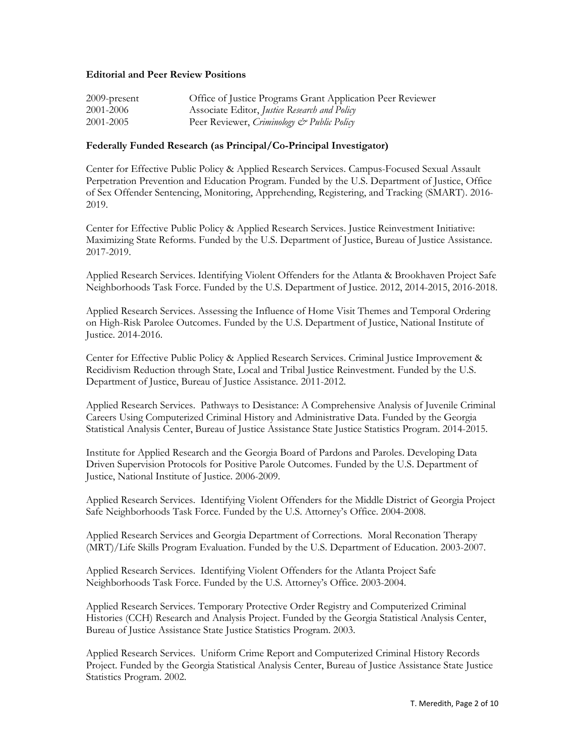**Editorial and Peer Review Positions**

| | |
|---|---|
| 2009-present | Office of Justice Programs Grant Application Peer Reviewer |
| 2001-2006 | Associate Editor, *Justice Research and Policy* |
| 2001-2005 | Peer Reviewer, *Criminology & Public Policy* |

**Federally Funded Research (as Principal/Co-Principal Investigator)**

Center for Effective Public Policy & Applied Research Services. Campus-Focused Sexual Assault Perpetration Prevention and Education Program. Funded by the U.S. Department of Justice, Office of Sex Offender Sentencing, Monitoring, Apprehending, Registering, and Tracking (SMART). 2016-2019.

Center for Effective Public Policy & Applied Research Services. Justice Reinvestment Initiative: Maximizing State Reforms. Funded by the U.S. Department of Justice, Bureau of Justice Assistance. 2017-2019.

Applied Research Services. Identifying Violent Offenders for the Atlanta & Brookhaven Project Safe Neighborhoods Task Force. Funded by the U.S. Department of Justice. 2012, 2014-2015, 2016-2018.

Applied Research Services. Assessing the Influence of Home Visit Themes and Temporal Ordering on High-Risk Parolee Outcomes. Funded by the U.S. Department of Justice, National Institute of Justice. 2014-2016.

Center for Effective Public Policy & Applied Research Services. Criminal Justice Improvement & Recidivism Reduction through State, Local and Tribal Justice Reinvestment. Funded by the U.S. Department of Justice, Bureau of Justice Assistance. 2011-2012.

Applied Research Services. Pathways to Desistance: A Comprehensive Analysis of Juvenile Criminal Careers Using Computerized Criminal History and Administrative Data. Funded by the Georgia Statistical Analysis Center, Bureau of Justice Assistance State Justice Statistics Program. 2014-2015.

Institute for Applied Research and the Georgia Board of Pardons and Paroles. Developing Data Driven Supervision Protocols for Positive Parole Outcomes. Funded by the U.S. Department of Justice, National Institute of Justice. 2006-2009.

Applied Research Services. Identifying Violent Offenders for the Middle District of Georgia Project Safe Neighborhoods Task Force. Funded by the U.S. Attorney's Office. 2004-2008.

Applied Research Services and Georgia Department of Corrections. Moral Reconation Therapy (MRT)/Life Skills Program Evaluation. Funded by the U.S. Department of Education. 2003-2007.

Applied Research Services. Identifying Violent Offenders for the Atlanta Project Safe Neighborhoods Task Force. Funded by the U.S. Attorney's Office. 2003-2004.

Applied Research Services. Temporary Protective Order Registry and Computerized Criminal Histories (CCH) Research and Analysis Project. Funded by the Georgia Statistical Analysis Center, Bureau of Justice Assistance State Justice Statistics Program. 2003.

Applied Research Services. Uniform Crime Report and Computerized Criminal History Records Project. Funded by the Georgia Statistical Analysis Center, Bureau of Justice Assistance State Justice Statistics Program. 2002.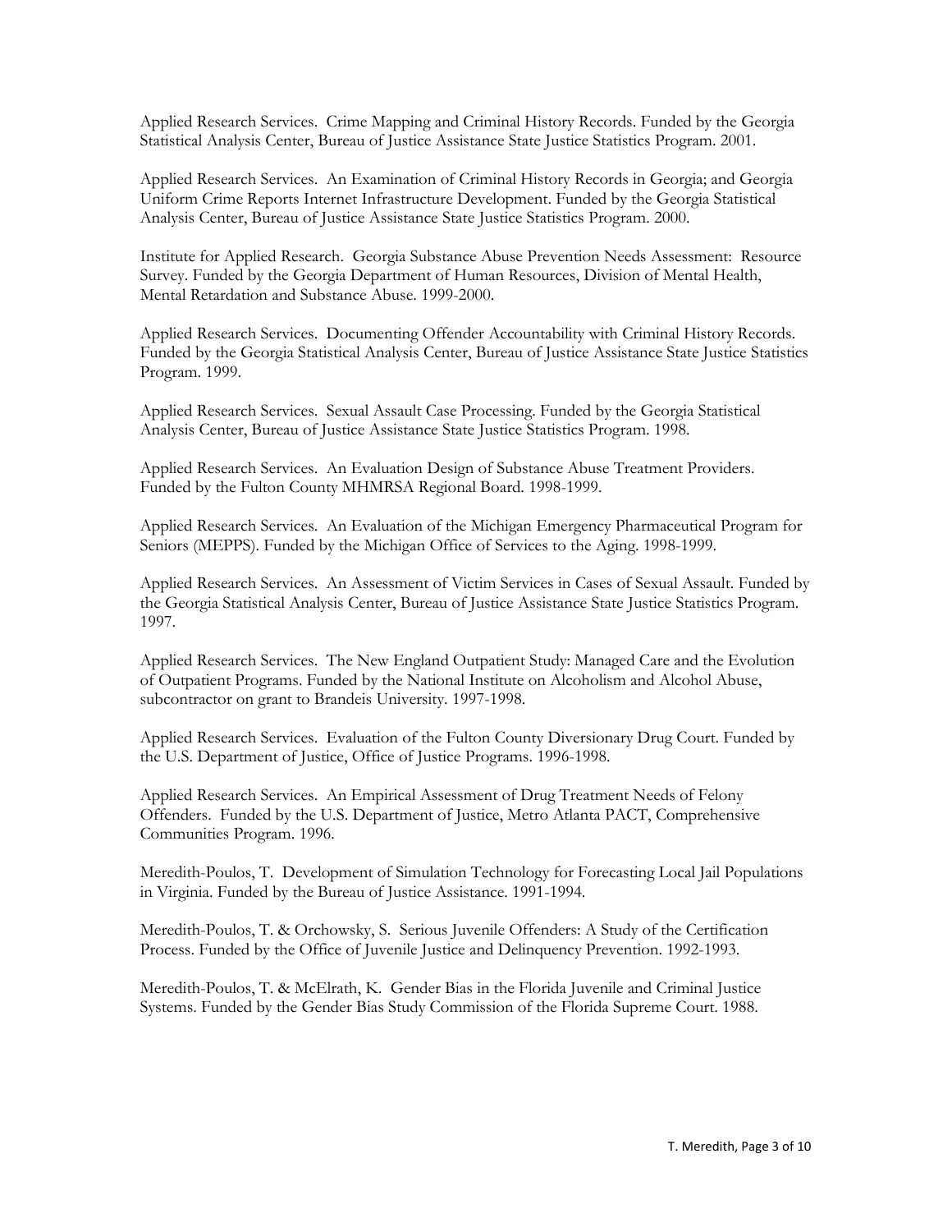Applied Research Services. Crime Mapping and Criminal History Records. Funded by the Georgia Statistical Analysis Center, Bureau of Justice Assistance State Justice Statistics Program. 2001.

Applied Research Services. An Examination of Criminal History Records in Georgia; and Georgia Uniform Crime Reports Internet Infrastructure Development. Funded by the Georgia Statistical Analysis Center, Bureau of Justice Assistance State Justice Statistics Program. 2000.

Institute for Applied Research. Georgia Substance Abuse Prevention Needs Assessment: Resource Survey. Funded by the Georgia Department of Human Resources, Division of Mental Health, Mental Retardation and Substance Abuse. 1999-2000.

Applied Research Services. Documenting Offender Accountability with Criminal History Records. Funded by the Georgia Statistical Analysis Center, Bureau of Justice Assistance State Justice Statistics Program. 1999.

Applied Research Services. Sexual Assault Case Processing. Funded by the Georgia Statistical Analysis Center, Bureau of Justice Assistance State Justice Statistics Program. 1998.

Applied Research Services. An Evaluation Design of Substance Abuse Treatment Providers. Funded by the Fulton County MHMRSA Regional Board. 1998-1999.

Applied Research Services. An Evaluation of the Michigan Emergency Pharmaceutical Program for Seniors (MEPPS). Funded by the Michigan Office of Services to the Aging. 1998-1999.

Applied Research Services. An Assessment of Victim Services in Cases of Sexual Assault. Funded by the Georgia Statistical Analysis Center, Bureau of Justice Assistance State Justice Statistics Program. 1997.

Applied Research Services. The New England Outpatient Study: Managed Care and the Evolution of Outpatient Programs. Funded by the National Institute on Alcoholism and Alcohol Abuse, subcontractor on grant to Brandeis University. 1997-1998.

Applied Research Services. Evaluation of the Fulton County Diversionary Drug Court. Funded by the U.S. Department of Justice, Office of Justice Programs. 1996-1998.

Applied Research Services. An Empirical Assessment of Drug Treatment Needs of Felony Offenders. Funded by the U.S. Department of Justice, Metro Atlanta PACT, Comprehensive Communities Program. 1996.

Meredith-Poulos, T. Development of Simulation Technology for Forecasting Local Jail Populations in Virginia. Funded by the Bureau of Justice Assistance. 1991-1994.

Meredith-Poulos, T. & Orchowsky, S. Serious Juvenile Offenders: A Study of the Certification Process. Funded by the Office of Juvenile Justice and Delinquency Prevention. 1992-1993.

Meredith-Poulos, T. & McElrath, K. Gender Bias in the Florida Juvenile and Criminal Justice Systems. Funded by the Gender Bias Study Commission of the Florida Supreme Court. 1988.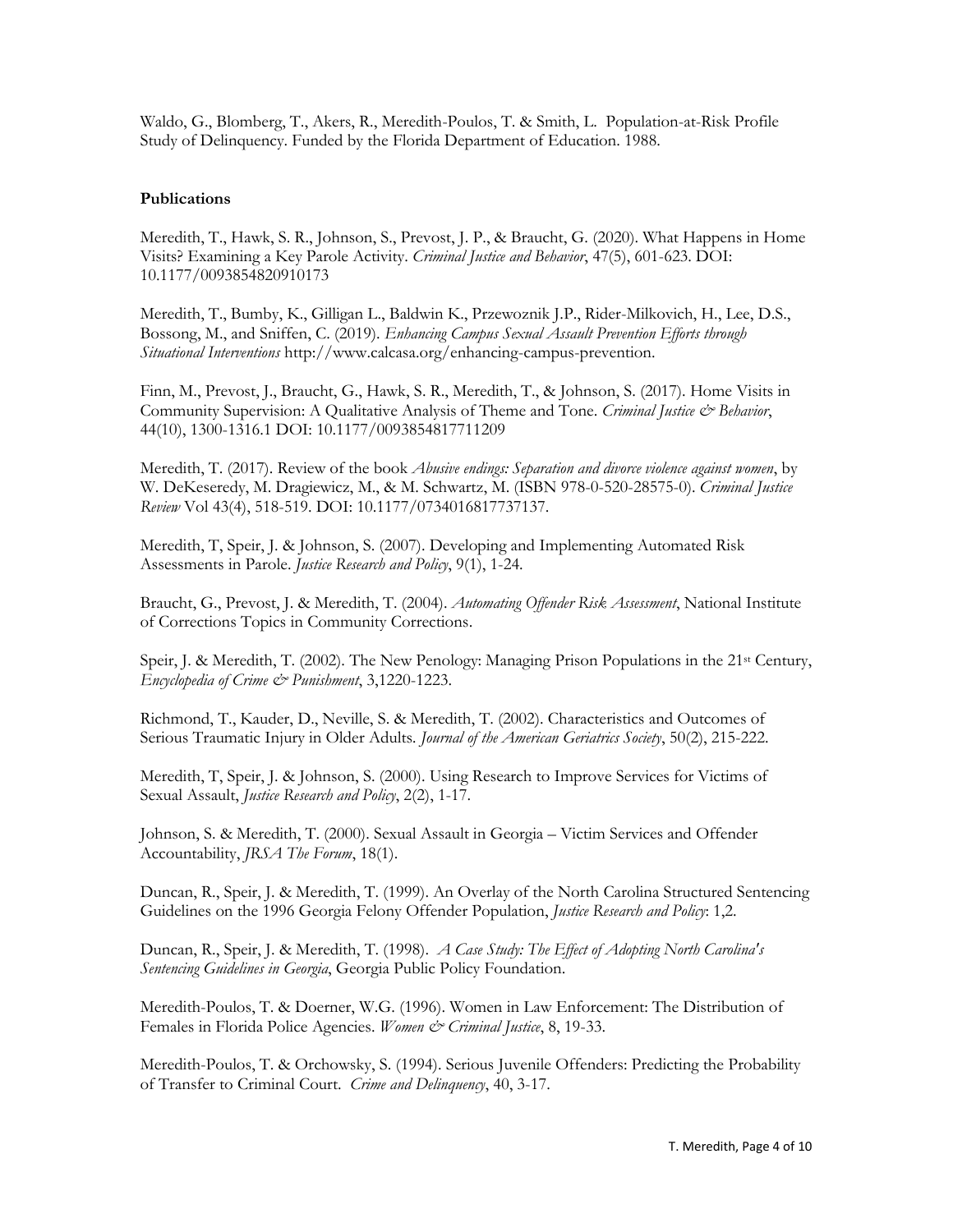Waldo, G., Blomberg, T., Akers, R., Meredith-Poulos, T. & Smith, L. Population-at-Risk Profile Study of Delinquency. Funded by the Florida Department of Education. 1988.

**Publications**

Meredith, T., Hawk, S. R., Johnson, S., Prevost, J. P., & Braucht, G. (2020). What Happens in Home Visits? Examining a Key Parole Activity. *Criminal Justice and Behavior*, 47(5), 601-623. DOI: 10.1177/0093854820910173

Meredith, T., Bumby, K., Gilligan L., Baldwin K., Przewoznik J.P., Rider-Milkovich, H., Lee, D.S., Bossong, M., and Sniffen, C. (2019). *Enhancing Campus Sexual Assault Prevention Efforts through Situational Interventions* http://www.calcasa.org/enhancing-campus-prevention.

Finn, M., Prevost, J., Braucht, G., Hawk, S. R., Meredith, T., & Johnson, S. (2017). Home Visits in Community Supervision: A Qualitative Analysis of Theme and Tone. *Criminal Justice & Behavior*, 44(10), 1300-1316.1 DOI: 10.1177/0093854817711209

Meredith, T. (2017). Review of the book *Abusive endings: Separation and divorce violence against women*, by W. DeKeseredy, M. Dragiewicz, M., & M. Schwartz, M. (ISBN 978-0-520-28575-0). *Criminal Justice Review* Vol 43(4), 518-519. DOI: 10.1177/0734016817737137.

Meredith, T, Speir, J. & Johnson, S. (2007). Developing and Implementing Automated Risk Assessments in Parole. *Justice Research and Policy*, 9(1), 1-24.

Braucht, G., Prevost, J. & Meredith, T. (2004). *Automating Offender Risk Assessment*, National Institute of Corrections Topics in Community Corrections.

Speir, J. & Meredith, T. (2002). The New Penology: Managing Prison Populations in the 21st Century, *Encyclopedia of Crime & Punishment*, 3,1220-1223.

Richmond, T., Kauder, D., Neville, S. & Meredith, T. (2002). Characteristics and Outcomes of Serious Traumatic Injury in Older Adults. *Journal of the American Geriatrics Society*, 50(2), 215-222.

Meredith, T, Speir, J. & Johnson, S. (2000). Using Research to Improve Services for Victims of Sexual Assault, *Justice Research and Policy*, 2(2), 1-17.

Johnson, S. & Meredith, T. (2000). Sexual Assault in Georgia – Victim Services and Offender Accountability, *JRSA The Forum*, 18(1).

Duncan, R., Speir, J. & Meredith, T. (1999). An Overlay of the North Carolina Structured Sentencing Guidelines on the 1996 Georgia Felony Offender Population, *Justice Research and Policy*: 1,2.

Duncan, R., Speir, J. & Meredith, T. (1998). *A Case Study: The Effect of Adopting North Carolina's Sentencing Guidelines in Georgia*, Georgia Public Policy Foundation.

Meredith-Poulos, T. & Doerner, W.G. (1996). Women in Law Enforcement: The Distribution of Females in Florida Police Agencies. *Women & Criminal Justice*, 8, 19-33.

Meredith-Poulos, T. & Orchowsky, S. (1994). Serious Juvenile Offenders: Predicting the Probability of Transfer to Criminal Court. *Crime and Delinquency*, 40, 3-17.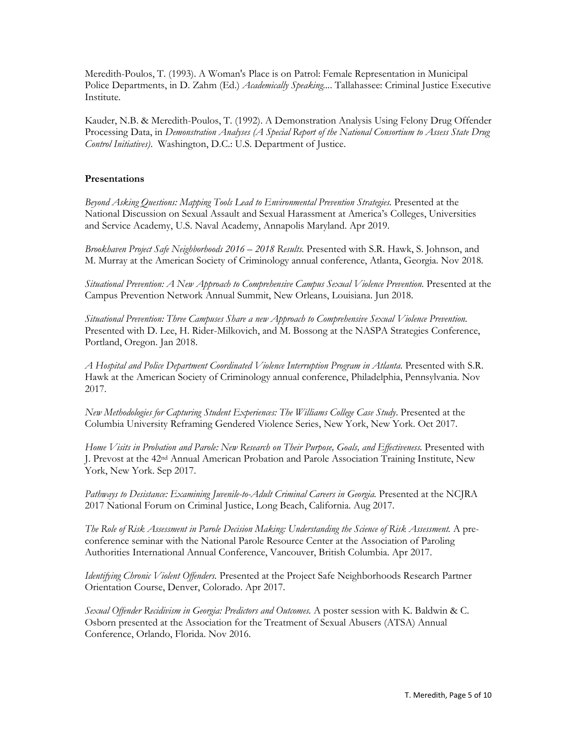Meredith-Poulos, T. (1993). A Woman's Place is on Patrol: Female Representation in Municipal Police Departments, in D. Zahm (Ed.) *Academically Speaking...*. Tallahassee: Criminal Justice Executive Institute.

Kauder, N.B. & Meredith-Poulos, T. (1992). A Demonstration Analysis Using Felony Drug Offender Processing Data, in *Demonstration Analyses (A Special Report of the National Consortium to Assess State Drug Control Initiatives)*. Washington, D.C.: U.S. Department of Justice.

### Presentations

*Beyond Asking Questions: Mapping Tools Lead to Environmental Prevention Strategies.* Presented at the National Discussion on Sexual Assault and Sexual Harassment at America's Colleges, Universities and Service Academy, U.S. Naval Academy, Annapolis Maryland. Apr 2019.

*Brookhaven Project Safe Neighborhoods 2016 – 2018 Results.* Presented with S.R. Hawk, S. Johnson, and M. Murray at the American Society of Criminology annual conference, Atlanta, Georgia. Nov 2018.

*Situational Prevention: A New Approach to Comprehensive Campus Sexual Violence Prevention.* Presented at the Campus Prevention Network Annual Summit, New Orleans, Louisiana. Jun 2018.

*Situational Prevention: Three Campuses Share a new Approach to Comprehensive Sexual Violence Prevention.* Presented with D. Lee, H. Rider-Milkovich, and M. Bossong at the NASPA Strategies Conference, Portland, Oregon. Jan 2018.

*A Hospital and Police Department Coordinated Violence Interruption Program in Atlanta.* Presented with S.R. Hawk at the American Society of Criminology annual conference, Philadelphia, Pennsylvania. Nov 2017.

*New Methodologies for Capturing Student Experiences: The Williams College Case Study*. Presented at the Columbia University Reframing Gendered Violence Series, New York, New York. Oct 2017.

*Home Visits in Probation and Parole: New Research on Their Purpose, Goals, and Effectiveness.* Presented with J. Prevost at the 42nd Annual American Probation and Parole Association Training Institute, New York, New York. Sep 2017.

*Pathways to Desistance: Examining Juvenile-to-Adult Criminal Careers in Georgia.* Presented at the NCJRA 2017 National Forum on Criminal Justice, Long Beach, California. Aug 2017.

*The Role of Risk Assessment in Parole Decision Making: Understanding the Science of Risk Assessment.* A pre-conference seminar with the National Parole Resource Center at the Association of Paroling Authorities International Annual Conference, Vancouver, British Columbia. Apr 2017.

*Identifying Chronic Violent Offenders.* Presented at the Project Safe Neighborhoods Research Partner Orientation Course, Denver, Colorado. Apr 2017.

*Sexual Offender Recidivism in Georgia: Predictors and Outcomes.* A poster session with K. Baldwin & C. Osborn presented at the Association for the Treatment of Sexual Abusers (ATSA) Annual Conference, Orlando, Florida. Nov 2016.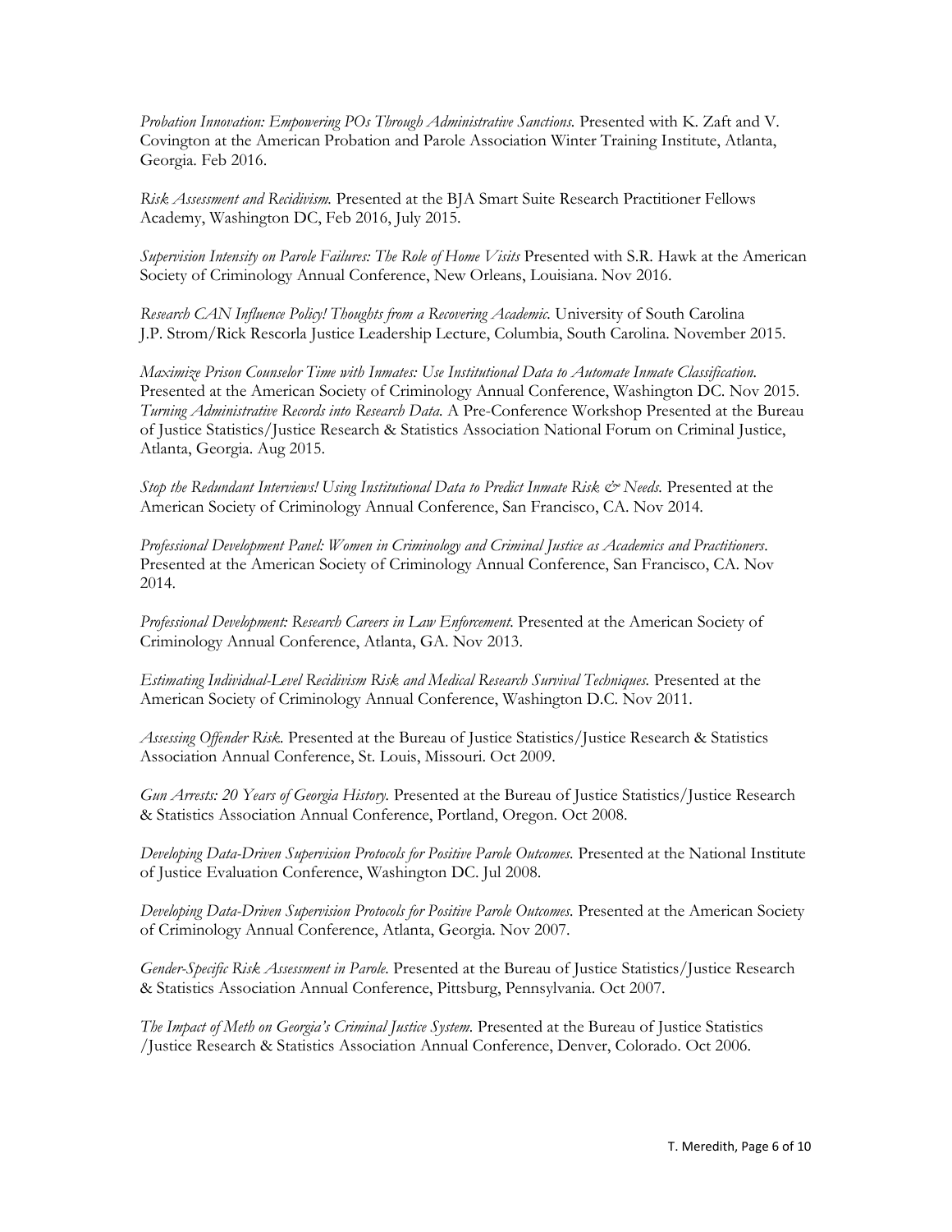*Probation Innovation: Empowering POs Through Administrative Sanctions.* Presented with K. Zaft and V. Covington at the American Probation and Parole Association Winter Training Institute, Atlanta, Georgia. Feb 2016.

*Risk Assessment and Recidivism.* Presented at the BJA Smart Suite Research Practitioner Fellows Academy, Washington DC, Feb 2016, July 2015.

*Supervision Intensity on Parole Failures: The Role of Home Visits* Presented with S.R. Hawk at the American Society of Criminology Annual Conference, New Orleans, Louisiana. Nov 2016.

*Research CAN Influence Policy! Thoughts from a Recovering Academic.* University of South Carolina J.P. Strom/Rick Rescorla Justice Leadership Lecture, Columbia, South Carolina. November 2015.

*Maximize Prison Counselor Time with Inmates: Use Institutional Data to Automate Inmate Classification.* Presented at the American Society of Criminology Annual Conference, Washington DC. Nov 2015.

*Turning Administrative Records into Research Data.* A Pre-Conference Workshop Presented at the Bureau of Justice Statistics/Justice Research & Statistics Association National Forum on Criminal Justice, Atlanta, Georgia. Aug 2015.

*Stop the Redundant Interviews! Using Institutional Data to Predict Inmate Risk & Needs.* Presented at the American Society of Criminology Annual Conference, San Francisco, CA. Nov 2014.

*Professional Development Panel: Women in Criminology and Criminal Justice as Academics and Practitioners*. Presented at the American Society of Criminology Annual Conference, San Francisco, CA. Nov 2014.

*Professional Development: Research Careers in Law Enforcement.* Presented at the American Society of Criminology Annual Conference, Atlanta, GA. Nov 2013.

*Estimating Individual-Level Recidivism Risk and Medical Research Survival Techniques.* Presented at the American Society of Criminology Annual Conference, Washington D.C. Nov 2011.

*Assessing Offender Risk.* Presented at the Bureau of Justice Statistics/Justice Research & Statistics Association Annual Conference, St. Louis, Missouri. Oct 2009.

*Gun Arrests: 20 Years of Georgia History.* Presented at the Bureau of Justice Statistics/Justice Research & Statistics Association Annual Conference, Portland, Oregon. Oct 2008.

*Developing Data-Driven Supervision Protocols for Positive Parole Outcomes.* Presented at the National Institute of Justice Evaluation Conference, Washington DC. Jul 2008.

*Developing Data-Driven Supervision Protocols for Positive Parole Outcomes.* Presented at the American Society of Criminology Annual Conference, Atlanta, Georgia. Nov 2007.

*Gender-Specific Risk Assessment in Parole.* Presented at the Bureau of Justice Statistics/Justice Research & Statistics Association Annual Conference, Pittsburg, Pennsylvania. Oct 2007.

*The Impact of Meth on Georgia's Criminal Justice System.* Presented at the Bureau of Justice Statistics /Justice Research & Statistics Association Annual Conference, Denver, Colorado. Oct 2006.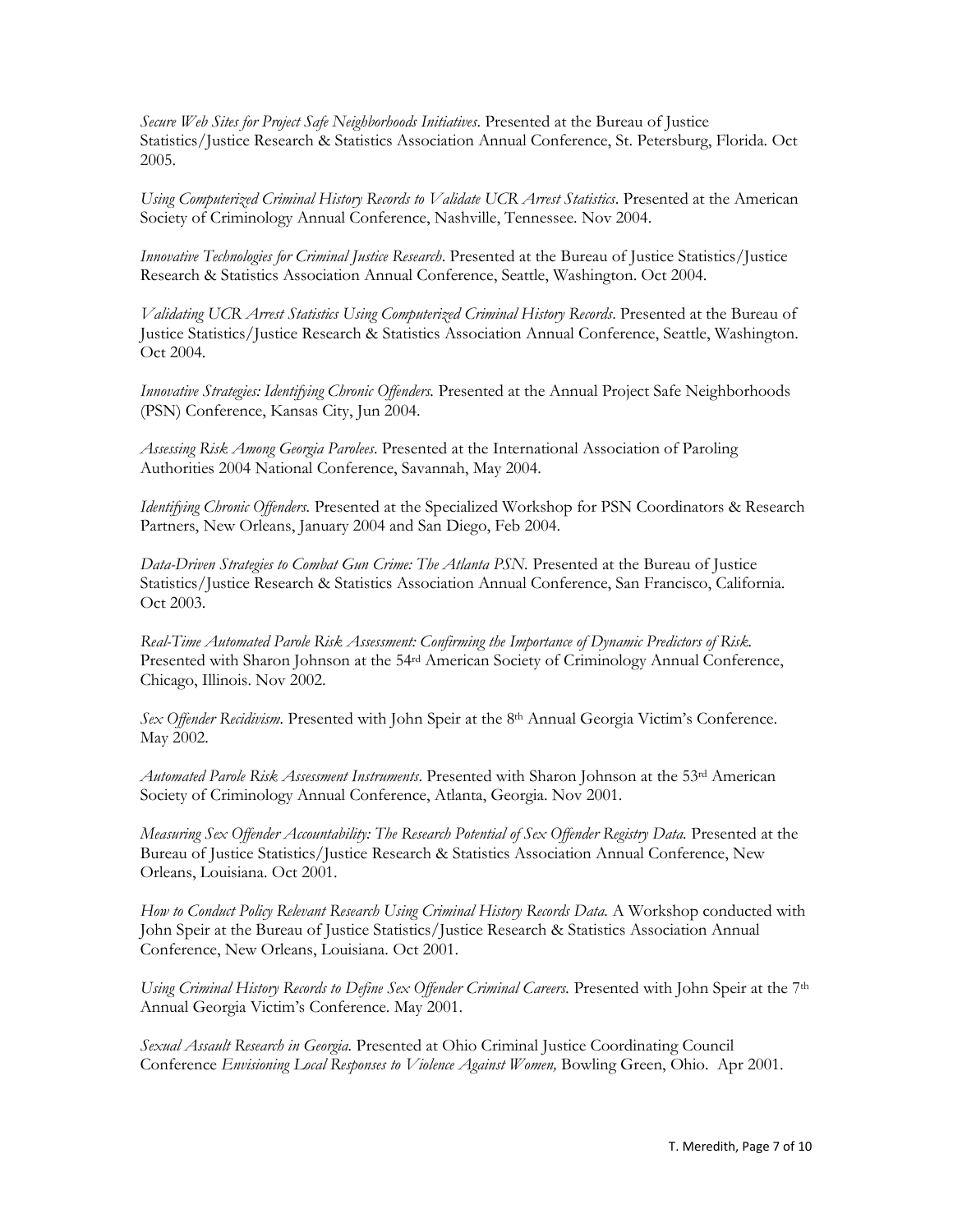*Secure Web Sites for Project Safe Neighborhoods Initiatives*. Presented at the Bureau of Justice Statistics/Justice Research & Statistics Association Annual Conference, St. Petersburg, Florida. Oct 2005.

*Using Computerized Criminal History Records to Validate UCR Arrest Statistics*. Presented at the American Society of Criminology Annual Conference, Nashville, Tennessee. Nov 2004.

*Innovative Technologies for Criminal Justice Research*. Presented at the Bureau of Justice Statistics/Justice Research & Statistics Association Annual Conference, Seattle, Washington. Oct 2004.

*Validating UCR Arrest Statistics Using Computerized Criminal History Records*. Presented at the Bureau of Justice Statistics/Justice Research & Statistics Association Annual Conference, Seattle, Washington. Oct 2004.

*Innovative Strategies: Identifying Chronic Offenders.* Presented at the Annual Project Safe Neighborhoods (PSN) Conference, Kansas City, Jun 2004.

*Assessing Risk Among Georgia Parolees*. Presented at the International Association of Paroling Authorities 2004 National Conference, Savannah, May 2004.

*Identifying Chronic Offenders.* Presented at the Specialized Workshop for PSN Coordinators & Research Partners, New Orleans, January 2004 and San Diego, Feb 2004.

*Data-Driven Strategies to Combat Gun Crime: The Atlanta PSN.* Presented at the Bureau of Justice Statistics/Justice Research & Statistics Association Annual Conference, San Francisco, California. Oct 2003.

*Real-Time Automated Parole Risk Assessment: Confirming the Importance of Dynamic Predictors of Risk.* Presented with Sharon Johnson at the 54rd American Society of Criminology Annual Conference, Chicago, Illinois. Nov 2002.

*Sex Offender Recidivism.* Presented with John Speir at the 8th Annual Georgia Victim's Conference. May 2002.

*Automated Parole Risk Assessment Instruments*. Presented with Sharon Johnson at the 53rd American Society of Criminology Annual Conference, Atlanta, Georgia. Nov 2001.

*Measuring Sex Offender Accountability: The Research Potential of Sex Offender Registry Data.* Presented at the Bureau of Justice Statistics/Justice Research & Statistics Association Annual Conference, New Orleans, Louisiana. Oct 2001.

*How to Conduct Policy Relevant Research Using Criminal History Records Data.* A Workshop conducted with John Speir at the Bureau of Justice Statistics/Justice Research & Statistics Association Annual Conference, New Orleans, Louisiana. Oct 2001.

*Using Criminal History Records to Define Sex Offender Criminal Careers.* Presented with John Speir at the 7th Annual Georgia Victim's Conference. May 2001.

*Sexual Assault Research in Georgia.* Presented at Ohio Criminal Justice Coordinating Council Conference *Envisioning Local Responses to Violence Against Women,* Bowling Green, Ohio. Apr 2001.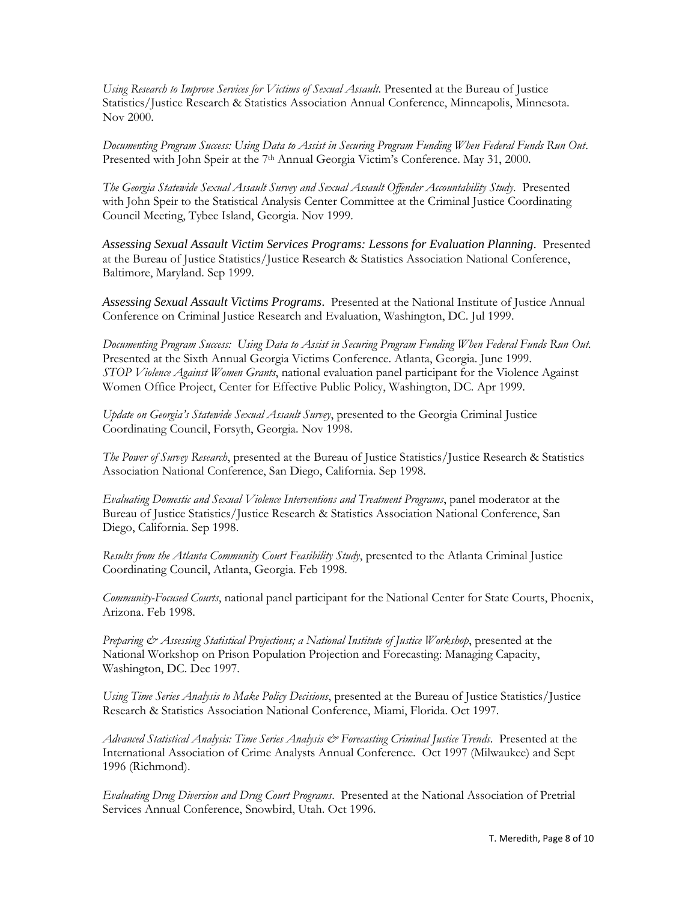*Using Research to Improve Services for Victims of Sexual Assault.* Presented at the Bureau of Justice Statistics/Justice Research & Statistics Association Annual Conference, Minneapolis, Minnesota. Nov 2000.

*Documenting Program Success: Using Data to Assist in Securing Program Funding When Federal Funds Run Out*. Presented with John Speir at the 7th Annual Georgia Victim's Conference. May 31, 2000.

*The Georgia Statewide Sexual Assault Survey and Sexual Assault Offender Accountability Study*. Presented with John Speir to the Statistical Analysis Center Committee at the Criminal Justice Coordinating Council Meeting, Tybee Island, Georgia. Nov 1999.

*Assessing Sexual Assault Victim Services Programs: Lessons for Evaluation Planning*. Presented at the Bureau of Justice Statistics/Justice Research & Statistics Association National Conference, Baltimore, Maryland. Sep 1999.

*Assessing Sexual Assault Victims Programs*. Presented at the National Institute of Justice Annual Conference on Criminal Justice Research and Evaluation, Washington, DC. Jul 1999.

*Documenting Program Success: Using Data to Assist in Securing Program Funding When Federal Funds Run Out.* Presented at the Sixth Annual Georgia Victims Conference. Atlanta, Georgia. June 1999.
*STOP Violence Against Women Grants*, national evaluation panel participant for the Violence Against Women Office Project, Center for Effective Public Policy, Washington, DC. Apr 1999.

*Update on Georgia's Statewide Sexual Assault Survey*, presented to the Georgia Criminal Justice Coordinating Council, Forsyth, Georgia. Nov 1998.

*The Power of Survey Research*, presented at the Bureau of Justice Statistics/Justice Research & Statistics Association National Conference, San Diego, California. Sep 1998.

*Evaluating Domestic and Sexual Violence Interventions and Treatment Programs*, panel moderator at the Bureau of Justice Statistics/Justice Research & Statistics Association National Conference, San Diego, California. Sep 1998.

*Results from the Atlanta Community Court Feasibility Study*, presented to the Atlanta Criminal Justice Coordinating Council, Atlanta, Georgia. Feb 1998.

*Community-Focused Courts*, national panel participant for the National Center for State Courts, Phoenix, Arizona. Feb 1998.

*Preparing & Assessing Statistical Projections; a National Institute of Justice Workshop*, presented at the National Workshop on Prison Population Projection and Forecasting: Managing Capacity, Washington, DC. Dec 1997.

*Using Time Series Analysis to Make Policy Decisions*, presented at the Bureau of Justice Statistics/Justice Research & Statistics Association National Conference, Miami, Florida. Oct 1997.

*Advanced Statistical Analysis: Time Series Analysis & Forecasting Criminal Justice Trends*. Presented at the International Association of Crime Analysts Annual Conference. Oct 1997 (Milwaukee) and Sept 1996 (Richmond).

*Evaluating Drug Diversion and Drug Court Programs*. Presented at the National Association of Pretrial Services Annual Conference, Snowbird, Utah. Oct 1996.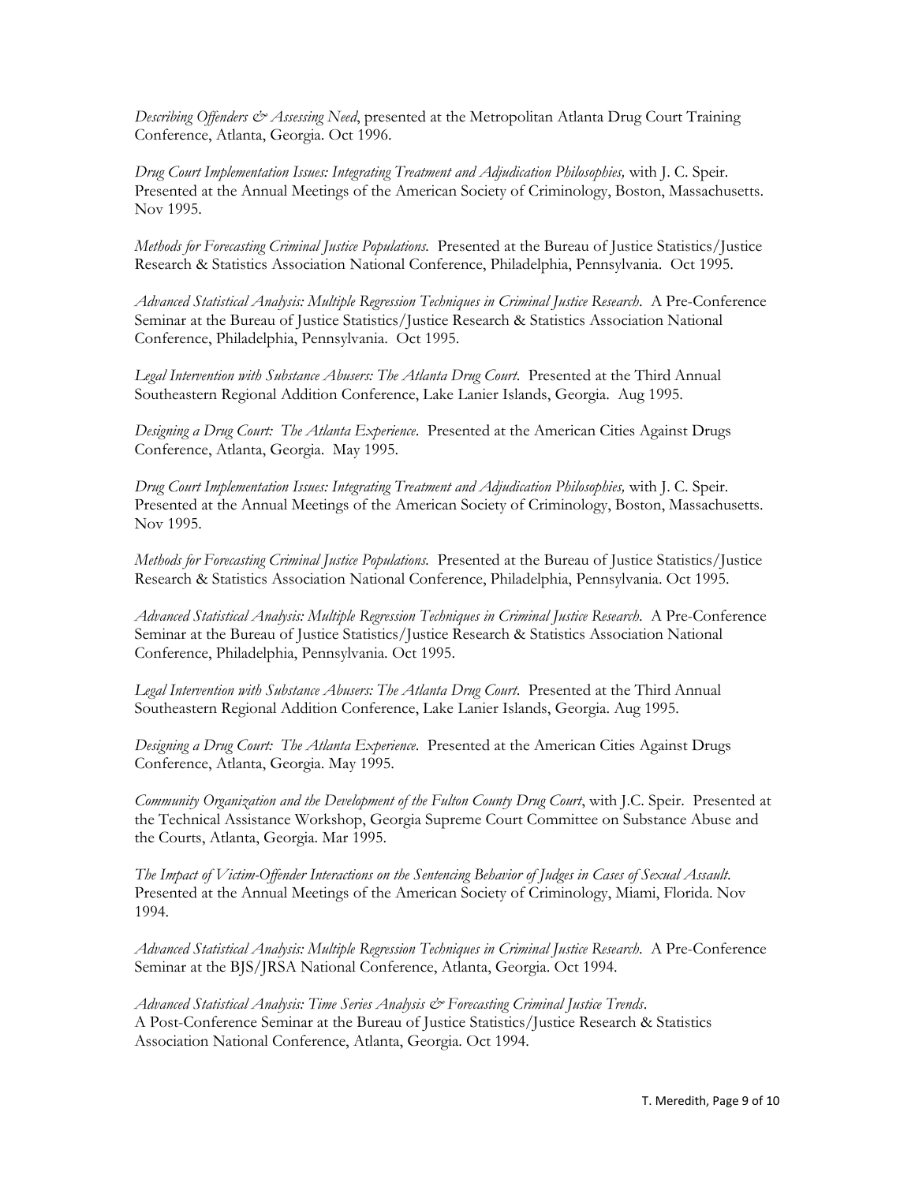*Describing Offenders & Assessing Need*, presented at the Metropolitan Atlanta Drug Court Training Conference, Atlanta, Georgia. Oct 1996.

*Drug Court Implementation Issues: Integrating Treatment and Adjudication Philosophies,* with J. C. Speir. Presented at the Annual Meetings of the American Society of Criminology, Boston, Massachusetts. Nov 1995.

*Methods for Forecasting Criminal Justice Populations.* Presented at the Bureau of Justice Statistics/Justice Research & Statistics Association National Conference, Philadelphia, Pennsylvania. Oct 1995.

*Advanced Statistical Analysis: Multiple Regression Techniques in Criminal Justice Research*. A Pre-Conference Seminar at the Bureau of Justice Statistics/Justice Research & Statistics Association National Conference, Philadelphia, Pennsylvania. Oct 1995.

*Legal Intervention with Substance Abusers: The Atlanta Drug Court.* Presented at the Third Annual Southeastern Regional Addition Conference, Lake Lanier Islands, Georgia. Aug 1995.

*Designing a Drug Court: The Atlanta Experience*. Presented at the American Cities Against Drugs Conference, Atlanta, Georgia. May 1995.

*Drug Court Implementation Issues: Integrating Treatment and Adjudication Philosophies,* with J. C. Speir. Presented at the Annual Meetings of the American Society of Criminology, Boston, Massachusetts. Nov 1995.

*Methods for Forecasting Criminal Justice Populations.* Presented at the Bureau of Justice Statistics/Justice Research & Statistics Association National Conference, Philadelphia, Pennsylvania. Oct 1995.

*Advanced Statistical Analysis: Multiple Regression Techniques in Criminal Justice Research*. A Pre-Conference Seminar at the Bureau of Justice Statistics/Justice Research & Statistics Association National Conference, Philadelphia, Pennsylvania. Oct 1995.

*Legal Intervention with Substance Abusers: The Atlanta Drug Court.* Presented at the Third Annual Southeastern Regional Addition Conference, Lake Lanier Islands, Georgia. Aug 1995.

*Designing a Drug Court: The Atlanta Experience*. Presented at the American Cities Against Drugs Conference, Atlanta, Georgia. May 1995.

*Community Organization and the Development of the Fulton County Drug Court*, with J.C. Speir. Presented at the Technical Assistance Workshop, Georgia Supreme Court Committee on Substance Abuse and the Courts, Atlanta, Georgia. Mar 1995.

*The Impact of Victim-Offender Interactions on the Sentencing Behavior of Judges in Cases of Sexual Assault.* Presented at the Annual Meetings of the American Society of Criminology, Miami, Florida. Nov 1994.

*Advanced Statistical Analysis: Multiple Regression Techniques in Criminal Justice Research*. A Pre-Conference Seminar at the BJS/JRSA National Conference, Atlanta, Georgia. Oct 1994.

*Advanced Statistical Analysis: Time Series Analysis & Forecasting Criminal Justice Trends*. A Post-Conference Seminar at the Bureau of Justice Statistics/Justice Research & Statistics Association National Conference, Atlanta, Georgia. Oct 1994.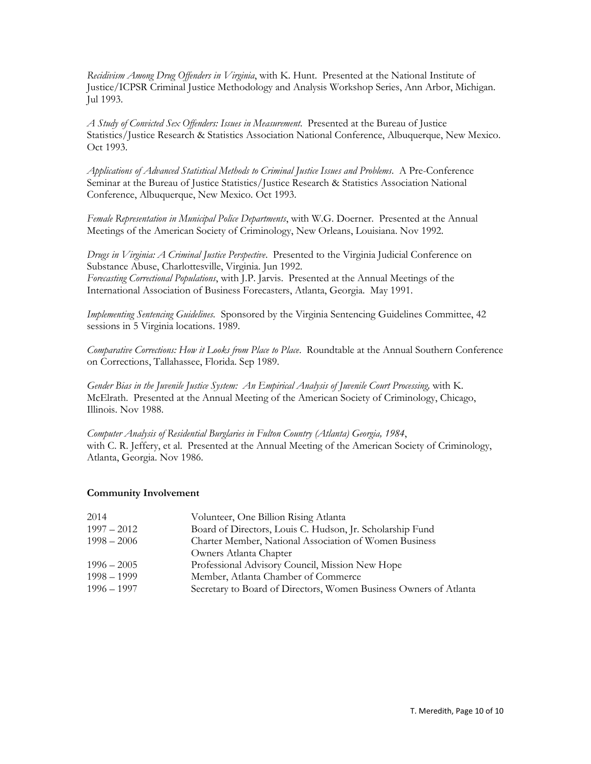*Recidivism Among Drug Offenders in Virginia*, with K. Hunt. Presented at the National Institute of Justice/ICPSR Criminal Justice Methodology and Analysis Workshop Series, Ann Arbor, Michigan. Jul 1993.

*A Study of Convicted Sex Offenders: Issues in Measurement*. Presented at the Bureau of Justice Statistics/Justice Research & Statistics Association National Conference, Albuquerque, New Mexico. Oct 1993.

*Applications of Advanced Statistical Methods to Criminal Justice Issues and Problems*. A Pre-Conference Seminar at the Bureau of Justice Statistics/Justice Research & Statistics Association National Conference, Albuquerque, New Mexico. Oct 1993.

*Female Representation in Municipal Police Departments*, with W.G. Doerner. Presented at the Annual Meetings of the American Society of Criminology, New Orleans, Louisiana. Nov 1992.

*Drugs in Virginia: A Criminal Justice Perspective*. Presented to the Virginia Judicial Conference on Substance Abuse, Charlottesville, Virginia. Jun 1992.

*Forecasting Correctional Populations*, with J.P. Jarvis. Presented at the Annual Meetings of the International Association of Business Forecasters, Atlanta, Georgia. May 1991.

*Implementing Sentencing Guidelines*. Sponsored by the Virginia Sentencing Guidelines Committee, 42 sessions in 5 Virginia locations. 1989.

*Comparative Corrections: How it Looks from Place to Place*. Roundtable at the Annual Southern Conference on Corrections, Tallahassee, Florida. Sep 1989.

*Gender Bias in the Juvenile Justice System: An Empirical Analysis of Juvenile Court Processing,* with K. McElrath. Presented at the Annual Meeting of the American Society of Criminology, Chicago, Illinois. Nov 1988.

*Computer Analysis of Residential Burglaries in Fulton Country (Atlanta) Georgia, 1984*, with C. R. Jeffery, et al. Presented at the Annual Meeting of the American Society of Criminology, Atlanta, Georgia. Nov 1986.

**Community Involvement**

| | |
|---|---|
| 2014 | Volunteer, One Billion Rising Atlanta |
| 1997 – 2012 | Board of Directors, Louis C. Hudson, Jr. Scholarship Fund |
| 1998 – 2006 | Charter Member, National Association of Women Business Owners Atlanta Chapter |
| 1996 – 2005 | Professional Advisory Council, Mission New Hope |
| 1998 – 1999 | Member, Atlanta Chamber of Commerce |
| 1996 – 1997 | Secretary to Board of Directors, Women Business Owners of Atlanta |